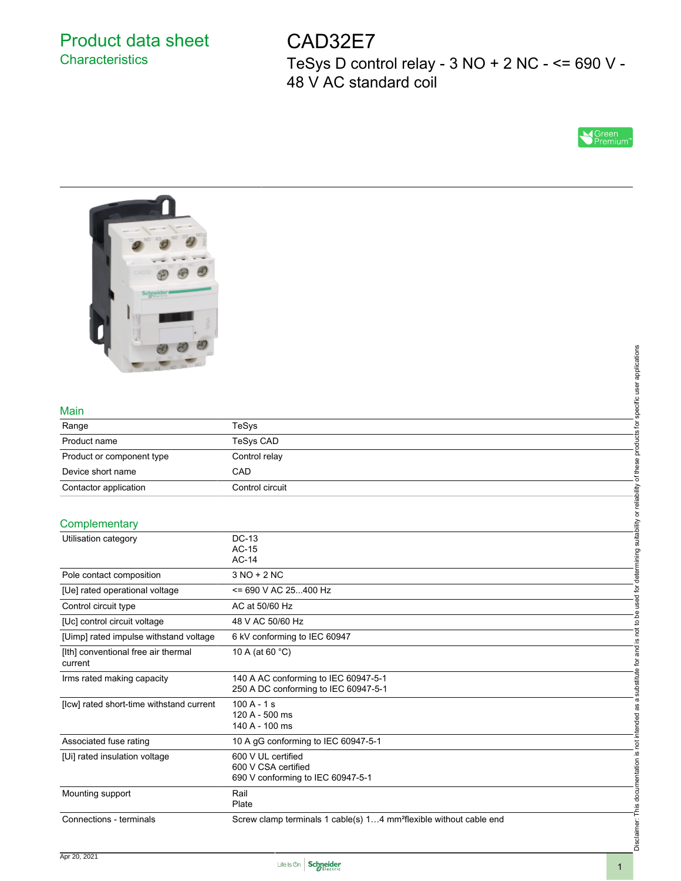# Product data sheet
## Characteristics

# CAD32E7
TeSys D control relay - 3 NO + 2 NC - <= 690 V - 48 V AC standard coil

Green Premium™

## Main

| | |
|---|---|
| Range | TeSys |
| Product name | TeSys CAD |
| Product or component type | Control relay |
| Device short name | CAD |
| Contactor application | Control circuit |

## Complementary

| | |
|---|---|
| Utilisation category | DC-13<br>AC-15<br>AC-14 |
| Pole contact composition | 3 NO + 2 NC |
| [Ue] rated operational voltage | <= 690 V AC 25...400 Hz |
| Control circuit type | AC at 50/60 Hz |
| [Uc] control circuit voltage | 48 V AC 50/60 Hz |
| [Uimp] rated impulse withstand voltage | 6 kV conforming to IEC 60947 |
| [Ith] conventional free air thermal current | 10 A (at 60 °C) |
| Irms rated making capacity | 140 A AC conforming to IEC 60947-5-1<br>250 A DC conforming to IEC 60947-5-1 |
| [Icw] rated short-time withstand current | 100 A - 1 s<br>120 A - 500 ms<br>140 A - 100 ms |
| Associated fuse rating | 10 A gG conforming to IEC 60947-5-1 |
| [Ui] rated insulation voltage | 600 V UL certified<br>600 V CSA certified<br>690 V conforming to IEC 60947-5-1 |
| Mounting support | Rail<br>Plate |
| Connections - terminals | Screw clamp terminals 1 cable(s) 1…4 mm²flexible without cable end |

Disclaimer: This documentation is not intended as a substitute for and is not to be used for determining suitability or reliability of these products for specific user applications

Apr 20, 2021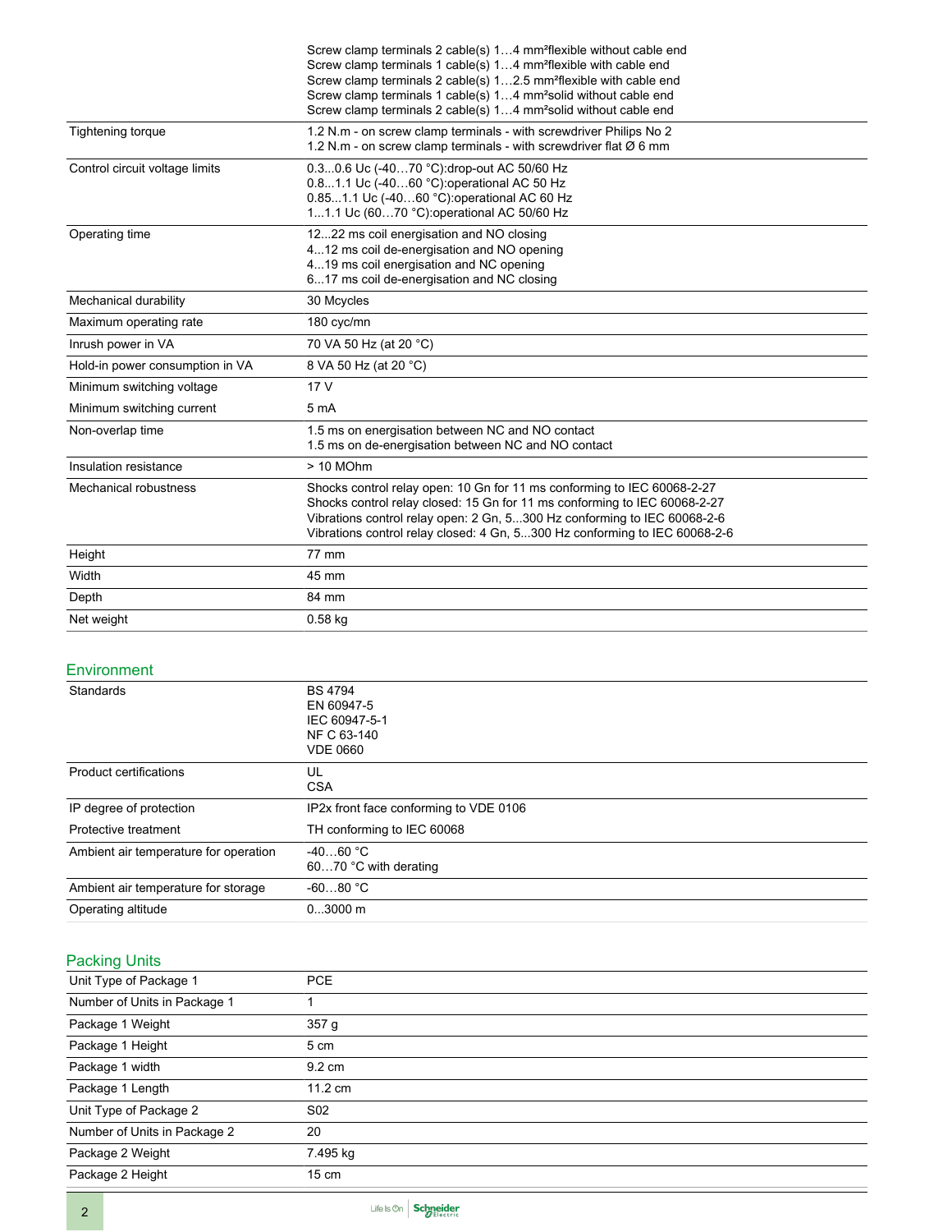| | |
|---|---|
| | Screw clamp terminals 2 cable(s) 1…4 mm²flexible without cable end<br>Screw clamp terminals 1 cable(s) 1…4 mm²flexible with cable end<br>Screw clamp terminals 2 cable(s) 1…2.5 mm²flexible with cable end<br>Screw clamp terminals 1 cable(s) 1…4 mm²solid without cable end<br>Screw clamp terminals 2 cable(s) 1…4 mm²solid without cable end |
| Tightening torque | 1.2 N.m - on screw clamp terminals - with screwdriver Philips No 2<br>1.2 N.m - on screw clamp terminals - with screwdriver flat Ø 6 mm |
| Control circuit voltage limits | 0.3...0.6 Uc (-40…70 °C):drop-out AC 50/60 Hz<br>0.8...1.1 Uc (-40…60 °C):operational AC 50 Hz<br>0.85...1.1 Uc (-40…60 °C):operational AC 60 Hz<br>1...1.1 Uc (60…70 °C):operational AC 50/60 Hz |
| Operating time | 12...22 ms coil energisation and NO closing<br>4...12 ms coil de-energisation and NO opening<br>4...19 ms coil energisation and NC opening<br>6...17 ms coil de-energisation and NC closing |
| Mechanical durability | 30 Mcycles |
| Maximum operating rate | 180 cyc/mn |
| Inrush power in VA | 70 VA 50 Hz (at 20 °C) |
| Hold-in power consumption in VA | 8 VA 50 Hz (at 20 °C) |
| Minimum switching voltage | 17 V |
| Minimum switching current | 5 mA |
| Non-overlap time | 1.5 ms on energisation between NC and NO contact<br>1.5 ms on de-energisation between NC and NO contact |
| Insulation resistance | > 10 MOhm |
| Mechanical robustness | Shocks control relay open: 10 Gn for 11 ms conforming to IEC 60068-2-27<br>Shocks control relay closed: 15 Gn for 11 ms conforming to IEC 60068-2-27<br>Vibrations control relay open: 2 Gn, 5...300 Hz conforming to IEC 60068-2-6<br>Vibrations control relay closed: 4 Gn, 5...300 Hz conforming to IEC 60068-2-6 |
| Height | 77 mm |
| Width | 45 mm |
| Depth | 84 mm |
| Net weight | 0.58 kg |

## Environment

| | |
|---|---|
| Standards | BS 4794<br>EN 60947-5<br>IEC 60947-5-1<br>NF C 63-140<br>VDE 0660 |
| Product certifications | UL<br>CSA |
| IP degree of protection | IP2x front face conforming to VDE 0106 |
| Protective treatment | TH conforming to IEC 60068 |
| Ambient air temperature for operation | -40…60 °C<br>60…70 °C with derating |
| Ambient air temperature for storage | -60…80 °C |
| Operating altitude | 0...3000 m |

## Packing Units

| | |
|---|---|
| Unit Type of Package 1 | PCE |
| Number of Units in Package 1 | 1 |
| Package 1 Weight | 357 g |
| Package 1 Height | 5 cm |
| Package 1 width | 9.2 cm |
| Package 1 Length | 11.2 cm |
| Unit Type of Package 2 | S02 |
| Number of Units in Package 2 | 20 |
| Package 2 Weight | 7.495 kg |
| Package 2 Height | 15 cm |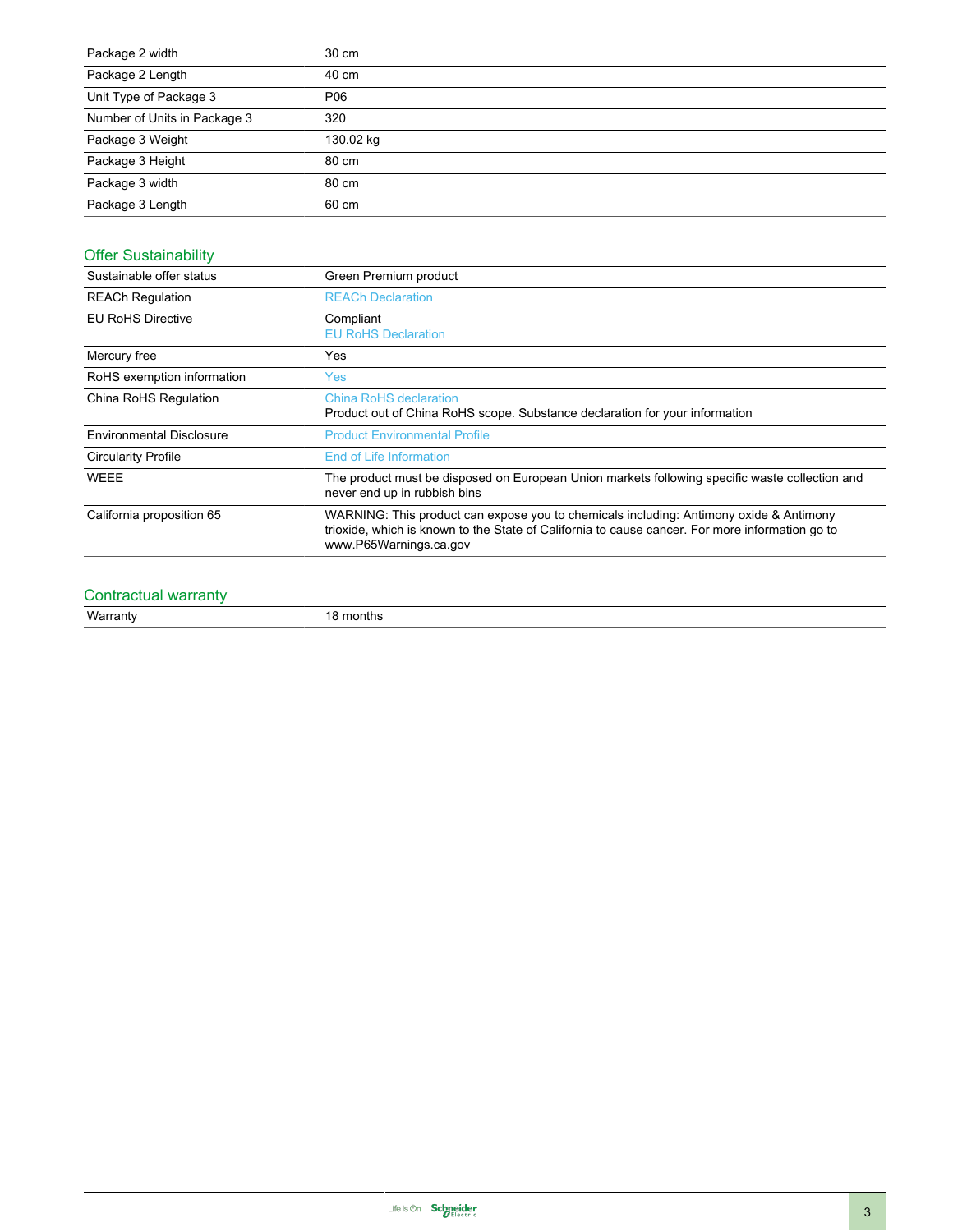| | |
|---|---|
| Package 2 width | 30 cm |
| Package 2 Length | 40 cm |
| Unit Type of Package 3 | P06 |
| Number of Units in Package 3 | 320 |
| Package 3 Weight | 130.02 kg |
| Package 3 Height | 80 cm |
| Package 3 width | 80 cm |
| Package 3 Length | 60 cm |

## Offer Sustainability

| | |
|---|---|
| Sustainable offer status | Green Premium product |
| REACh Regulation | REACh Declaration |
| EU RoHS Directive | Compliant<br>EU RoHS Declaration |
| Mercury free | Yes |
| RoHS exemption information | Yes |
| China RoHS Regulation | China RoHS declaration<br>Product out of China RoHS scope. Substance declaration for your information |
| Environmental Disclosure | Product Environmental Profile |
| Circularity Profile | End of Life Information |
| WEEE | The product must be disposed on European Union markets following specific waste collection and never end up in rubbish bins |
| California proposition 65 | WARNING: This product can expose you to chemicals including: Antimony oxide & Antimony trioxide, which is known to the State of California to cause cancer. For more information go to www.P65Warnings.ca.gov |

## Contractual warranty

| | |
|---|---|
| Warranty | 18 months |